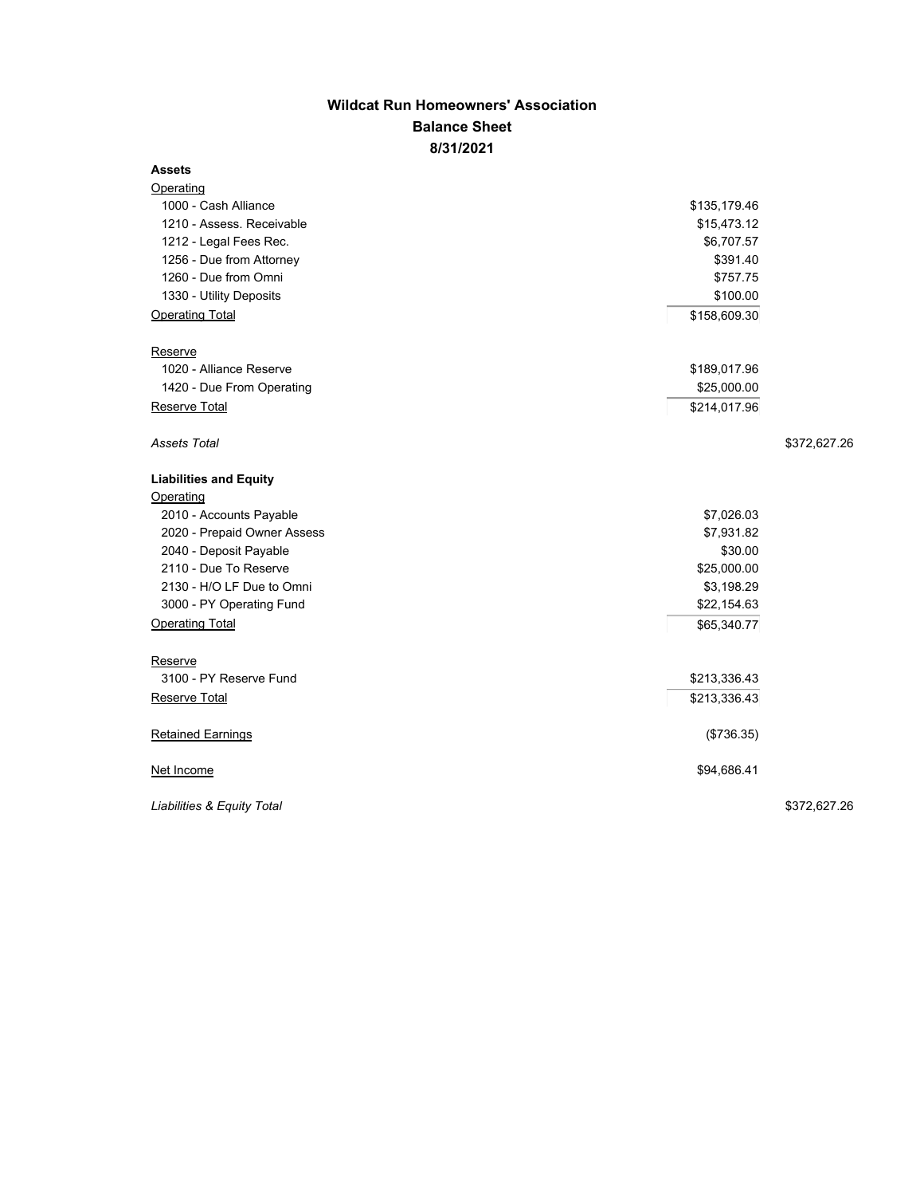# Wildcat Run Homeowners' Association

## Balance Sheet

### 8/31/2021

| | | |
|---|---|---|
| **Assets** | | |
| Operating | | |
| 1000 - Cash Alliance | $135,179.46 | |
| 1210 - Assess. Receivable | $15,473.12 | |
| 1212 - Legal Fees Rec. | $6,707.57 | |
| 1256 - Due from Attorney | $391.40 | |
| 1260 - Due from Omni | $757.75 | |
| 1330 - Utility Deposits | $100.00 | |
| Operating Total | $158,609.30 | |
| Reserve | | |
| 1020 - Alliance Reserve | $189,017.96 | |
| 1420 - Due From Operating | $25,000.00 | |
| Reserve Total | $214,017.96 | |
| *Assets Total* | | $372,627.26 |
| **Liabilities and Equity** | | |
| Operating | | |
| 2010 - Accounts Payable | $7,026.03 | |
| 2020 - Prepaid Owner Assess | $7,931.82 | |
| 2040 - Deposit Payable | $30.00 | |
| 2110 - Due To Reserve | $25,000.00 | |
| 2130 - H/O LF Due to Omni | $3,198.29 | |
| 3000 - PY Operating Fund | $22,154.63 | |
| Operating Total | $65,340.77 | |
| Reserve | | |
| 3100 - PY Reserve Fund | $213,336.43 | |
| Reserve Total | $213,336.43 | |
| Retained Earnings | ($736.35) | |
| Net Income | $94,686.41 | |
| *Liabilities & Equity Total* | | $372,627.26 |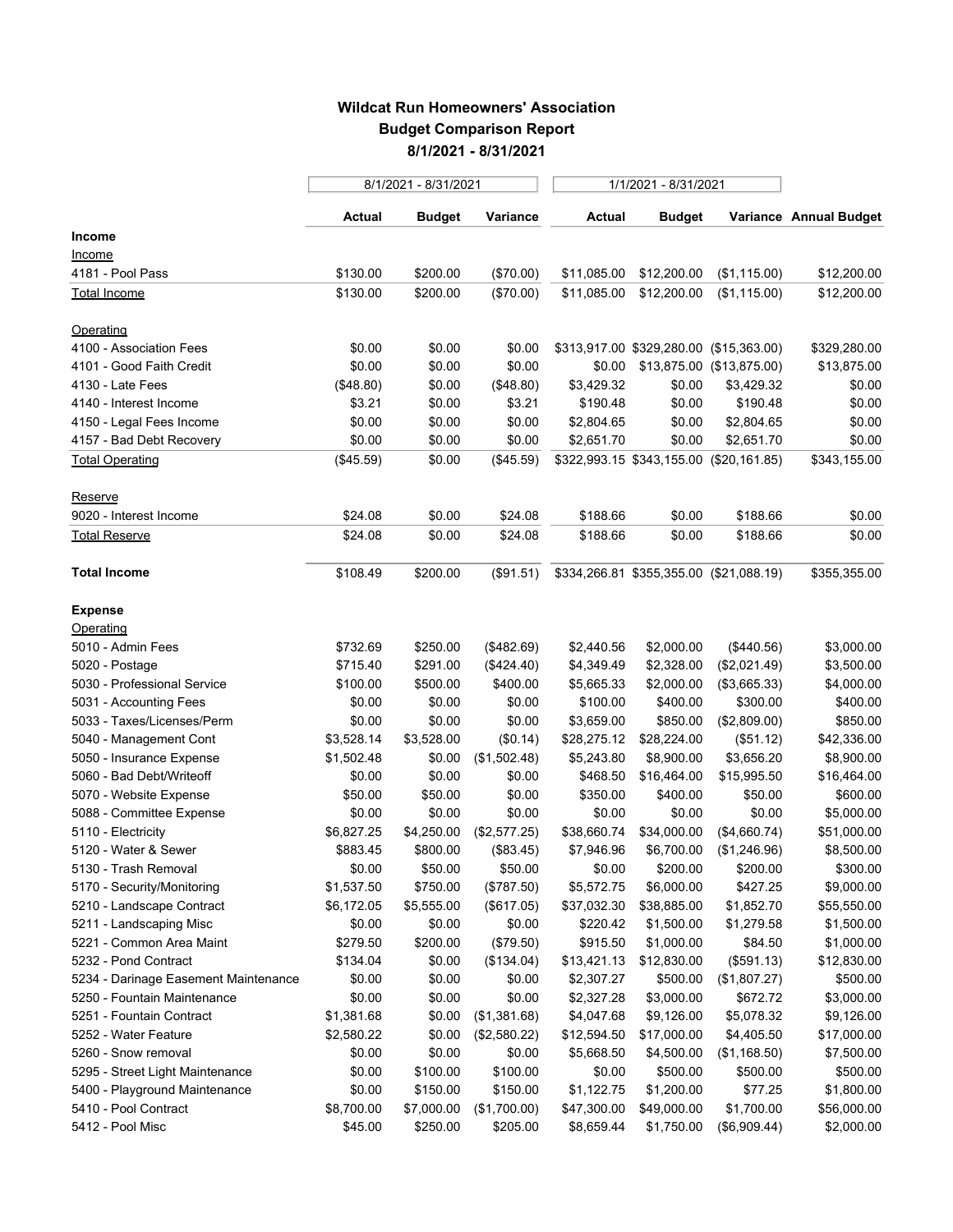# Wildcat Run Homeowners' Association

## Budget Comparison Report

### 8/1/2021 - 8/31/2021

| | 8/1/2021 - 8/31/2021 | | | 1/1/2021 - 8/31/2021 | | | |
|---|---|---|---|---|---|---|---|
| | **Actual** | **Budget** | **Variance** | **Actual** | **Budget** | **Variance** | **Annual Budget** |
| **Income** | | | | | | | |
| Income | | | | | | | |
| 4181 - Pool Pass | $130.00 | $200.00 | ($70.00) | $11,085.00 | $12,200.00 | ($1,115.00) | $12,200.00 |
| Total Income | $130.00 | $200.00 | ($70.00) | $11,085.00 | $12,200.00 | ($1,115.00) | $12,200.00 |
| Operating | | | | | | | |
| 4100 - Association Fees | $0.00 | $0.00 | $0.00 | $313,917.00 | $329,280.00 | ($15,363.00) | $329,280.00 |
| 4101 - Good Faith Credit | $0.00 | $0.00 | $0.00 | $0.00 | $13,875.00 | ($13,875.00) | $13,875.00 |
| 4130 - Late Fees | ($48.80) | $0.00 | ($48.80) | $3,429.32 | $0.00 | $3,429.32 | $0.00 |
| 4140 - Interest Income | $3.21 | $0.00 | $3.21 | $190.48 | $0.00 | $190.48 | $0.00 |
| 4150 - Legal Fees Income | $0.00 | $0.00 | $0.00 | $2,804.65 | $0.00 | $2,804.65 | $0.00 |
| 4157 - Bad Debt Recovery | $0.00 | $0.00 | $0.00 | $2,651.70 | $0.00 | $2,651.70 | $0.00 |
| Total Operating | ($45.59) | $0.00 | ($45.59) | $322,993.15 | $343,155.00 | ($20,161.85) | $343,155.00 |
| Reserve | | | | | | | |
| 9020 - Interest Income | $24.08 | $0.00 | $24.08 | $188.66 | $0.00 | $188.66 | $0.00 |
| Total Reserve | $24.08 | $0.00 | $24.08 | $188.66 | $0.00 | $188.66 | $0.00 |
| **Total Income** | $108.49 | $200.00 | ($91.51) | $334,266.81 | $355,355.00 | ($21,088.19) | $355,355.00 |
| **Expense** | | | | | | | |
| Operating | | | | | | | |
| 5010 - Admin Fees | $732.69 | $250.00 | ($482.69) | $2,440.56 | $2,000.00 | ($440.56) | $3,000.00 |
| 5020 - Postage | $715.40 | $291.00 | ($424.40) | $4,349.49 | $2,328.00 | ($2,021.49) | $3,500.00 |
| 5030 - Professional Service | $100.00 | $500.00 | $400.00 | $5,665.33 | $2,000.00 | ($3,665.33) | $4,000.00 |
| 5031 - Accounting Fees | $0.00 | $0.00 | $0.00 | $100.00 | $400.00 | $300.00 | $400.00 |
| 5033 - Taxes/Licenses/Perm | $0.00 | $0.00 | $0.00 | $3,659.00 | $850.00 | ($2,809.00) | $850.00 |
| 5040 - Management Cont | $3,528.14 | $3,528.00 | ($0.14) | $28,275.12 | $28,224.00 | ($51.12) | $42,336.00 |
| 5050 - Insurance Expense | $1,502.48 | $0.00 | ($1,502.48) | $5,243.80 | $8,900.00 | $3,656.20 | $8,900.00 |
| 5060 - Bad Debt/Writeoff | $0.00 | $0.00 | $0.00 | $468.50 | $16,464.00 | $15,995.50 | $16,464.00 |
| 5070 - Website Expense | $50.00 | $50.00 | $0.00 | $350.00 | $400.00 | $50.00 | $600.00 |
| 5088 - Committee Expense | $0.00 | $0.00 | $0.00 | $0.00 | $0.00 | $0.00 | $5,000.00 |
| 5110 - Electricity | $6,827.25 | $4,250.00 | ($2,577.25) | $38,660.74 | $34,000.00 | ($4,660.74) | $51,000.00 |
| 5120 - Water & Sewer | $883.45 | $800.00 | ($83.45) | $7,946.96 | $6,700.00 | ($1,246.96) | $8,500.00 |
| 5130 - Trash Removal | $0.00 | $50.00 | $50.00 | $0.00 | $200.00 | $200.00 | $300.00 |
| 5170 - Security/Monitoring | $1,537.50 | $750.00 | ($787.50) | $5,572.75 | $6,000.00 | $427.25 | $9,000.00 |
| 5210 - Landscape Contract | $6,172.05 | $5,555.00 | ($617.05) | $37,032.30 | $38,885.00 | $1,852.70 | $55,550.00 |
| 5211 - Landscaping Misc | $0.00 | $0.00 | $0.00 | $220.42 | $1,500.00 | $1,279.58 | $1,500.00 |
| 5221 - Common Area Maint | $279.50 | $200.00 | ($79.50) | $915.50 | $1,000.00 | $84.50 | $1,000.00 |
| 5232 - Pond Contract | $134.04 | $0.00 | ($134.04) | $13,421.13 | $12,830.00 | ($591.13) | $12,830.00 |
| 5234 - Darinage Easement Maintenance | $0.00 | $0.00 | $0.00 | $2,307.27 | $500.00 | ($1,807.27) | $500.00 |
| 5250 - Fountain Maintenance | $0.00 | $0.00 | $0.00 | $2,327.28 | $3,000.00 | $672.72 | $3,000.00 |
| 5251 - Fountain Contract | $1,381.68 | $0.00 | ($1,381.68) | $4,047.68 | $9,126.00 | $5,078.32 | $9,126.00 |
| 5252 - Water Feature | $2,580.22 | $0.00 | ($2,580.22) | $12,594.50 | $17,000.00 | $4,405.50 | $17,000.00 |
| 5260 - Snow removal | $0.00 | $0.00 | $0.00 | $5,668.50 | $4,500.00 | ($1,168.50) | $7,500.00 |
| 5295 - Street Light Maintenance | $0.00 | $100.00 | $100.00 | $0.00 | $500.00 | $500.00 | $500.00 |
| 5400 - Playground Maintenance | $0.00 | $150.00 | $150.00 | $1,122.75 | $1,200.00 | $77.25 | $1,800.00 |
| 5410 - Pool Contract | $8,700.00 | $7,000.00 | ($1,700.00) | $47,300.00 | $49,000.00 | $1,700.00 | $56,000.00 |
| 5412 - Pool Misc | $45.00 | $250.00 | $205.00 | $8,659.44 | $1,750.00 | ($6,909.44) | $2,000.00 |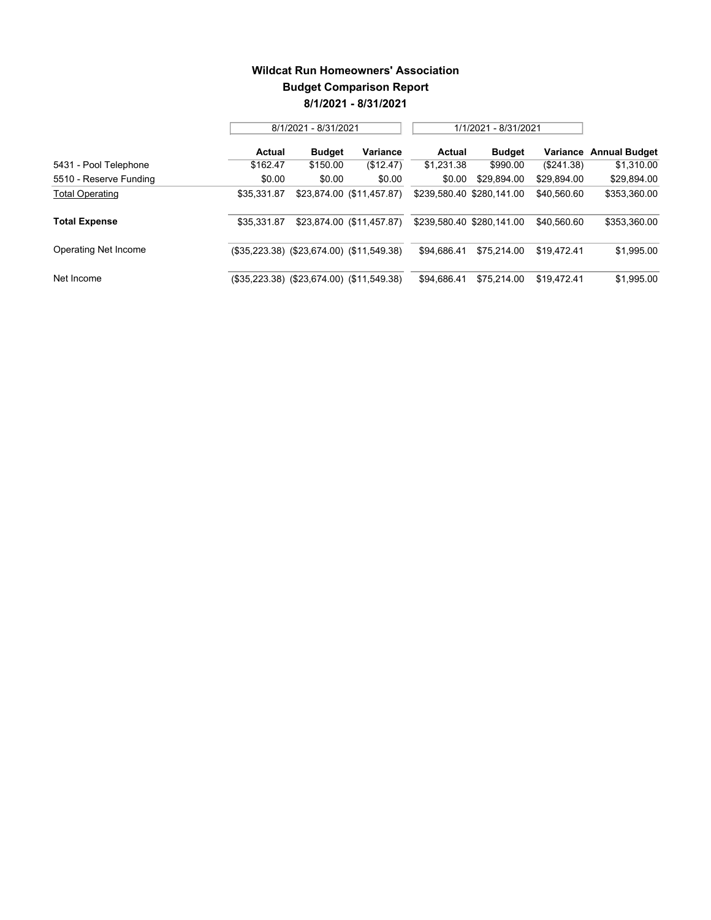**Wildcat Run Homeowners' Association**
**Budget Comparison Report**
**8/1/2021 - 8/31/2021**

| | 8/1/2021 - 8/31/2021 | | | 1/1/2021 - 8/31/2021 | | | |
|---|---|---|---|---|---|---|---|
| | **Actual** | **Budget** | **Variance** | **Actual** | **Budget** | **Variance** | **Annual Budget** |
| 5431 - Pool Telephone | $162.47 | $150.00 | ($12.47) | $1,231.38 | $990.00 | ($241.38) | $1,310.00 |
| 5510 - Reserve Funding | $0.00 | $0.00 | $0.00 | $0.00 | $29,894.00 | $29,894.00 | $29,894.00 |
| Total Operating | $35,331.87 | $23,874.00 | ($11,457.87) | $239,580.40 | $280,141.00 | $40,560.60 | $353,360.00 |
| **Total Expense** | $35,331.87 | $23,874.00 | ($11,457.87) | $239,580.40 | $280,141.00 | $40,560.60 | $353,360.00 |
| Operating Net Income | ($35,223.38) | ($23,674.00) | ($11,549.38) | $94,686.41 | $75,214.00 | $19,472.41 | $1,995.00 |
| Net Income | ($35,223.38) | ($23,674.00) | ($11,549.38) | $94,686.41 | $75,214.00 | $19,472.41 | $1,995.00 |